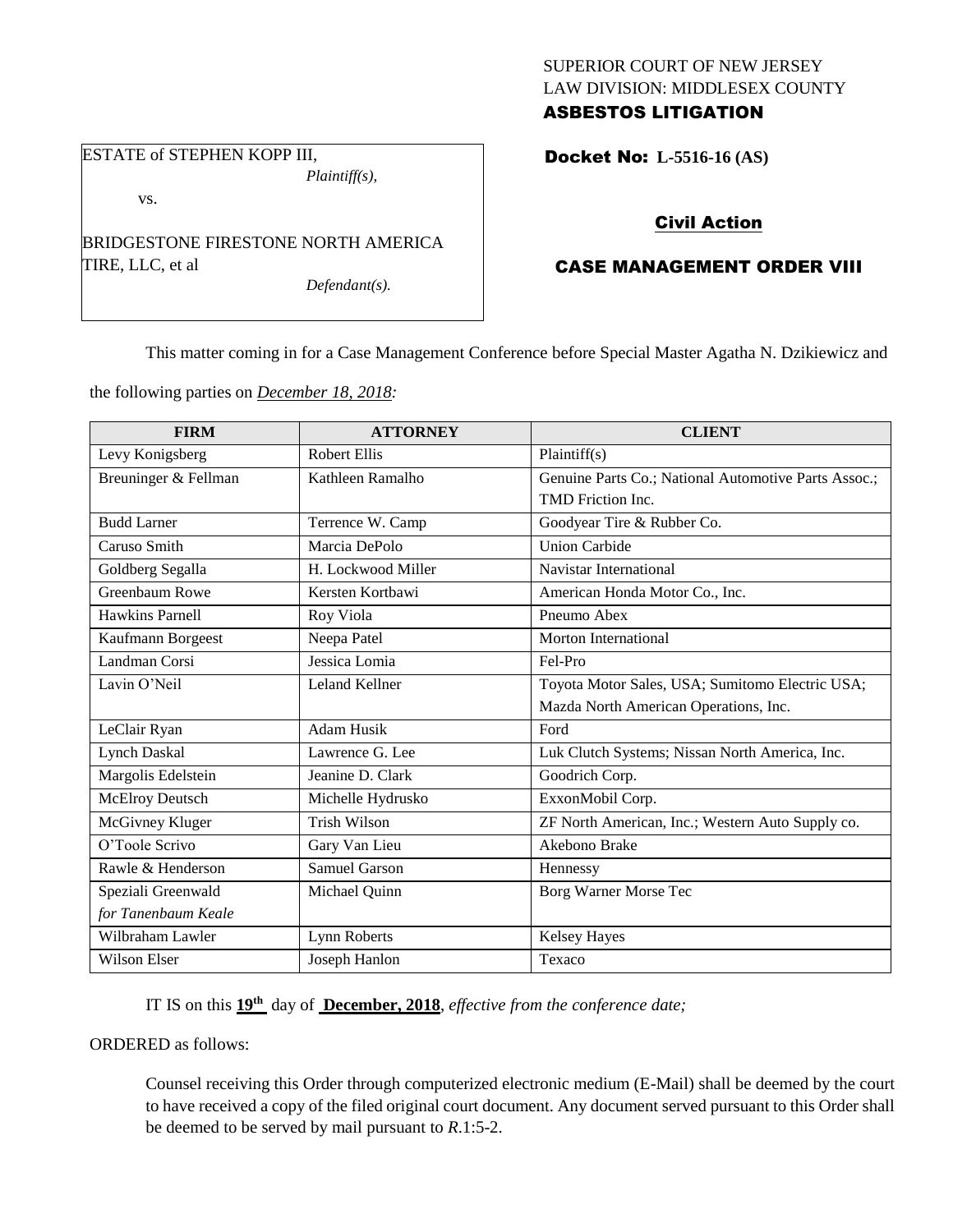SUPERIOR COURT OF NEW JERSEY
LAW DIVISION: MIDDLESEX COUNTY
**ASBESTOS LITIGATION**

ESTATE of STEPHEN KOPP III,
*Plaintiff(s),*

vs.

BRIDGESTONE FIRESTONE NORTH AMERICA TIRE, LLC, et al
*Defendant(s).*

**Docket No: L-5516-16 (AS)**

**Civil Action**

**CASE MANAGEMENT ORDER VIII**

This matter coming in for a Case Management Conference before Special Master Agatha N. Dzikiewicz and the following parties on *December 18, 2018:*

| FIRM | ATTORNEY | CLIENT |
|---|---|---|
| Levy Konigsberg | Robert Ellis | Plaintiff(s) |
| Breuninger & Fellman | Kathleen Ramalho | Genuine Parts Co.; National Automotive Parts Assoc.; TMD Friction Inc. |
| Budd Larner | Terrence W. Camp | Goodyear Tire & Rubber Co. |
| Caruso Smith | Marcia DePolo | Union Carbide |
| Goldberg Segalla | H. Lockwood Miller | Navistar International |
| Greenbaum Rowe | Kersten Kortbawi | American Honda Motor Co., Inc. |
| Hawkins Parnell | Roy Viola | Pneumo Abex |
| Kaufmann Borgeest | Neepa Patel | Morton International |
| Landman Corsi | Jessica Lomia | Fel-Pro |
| Lavin O'Neil | Leland Kellner | Toyota Motor Sales, USA; Sumitomo Electric USA; Mazda North American Operations, Inc. |
| LeClair Ryan | Adam Husik | Ford |
| Lynch Daskal | Lawrence G. Lee | Luk Clutch Systems; Nissan North America, Inc. |
| Margolis Edelstein | Jeanine D. Clark | Goodrich Corp. |
| McElroy Deutsch | Michelle Hydrusko | ExxonMobil Corp. |
| McGivney Kluger | Trish Wilson | ZF North American, Inc.; Western Auto Supply co. |
| O'Toole Scrivo | Gary Van Lieu | Akebono Brake |
| Rawle & Henderson | Samuel Garson | Hennessy |
| Speziali Greenwald *for Tanenbaum Keale* | Michael Quinn | Borg Warner Morse Tec |
| Wilbraham Lawler | Lynn Roberts | Kelsey Hayes |
| Wilson Elser | Joseph Hanlon | Texaco |

IT IS on this **19th** day of **December, 2018**, *effective from the conference date;*

ORDERED as follows:

Counsel receiving this Order through computerized electronic medium (E-Mail) shall be deemed by the court to have received a copy of the filed original court document. Any document served pursuant to this Order shall be deemed to be served by mail pursuant to *R*.1:5-2.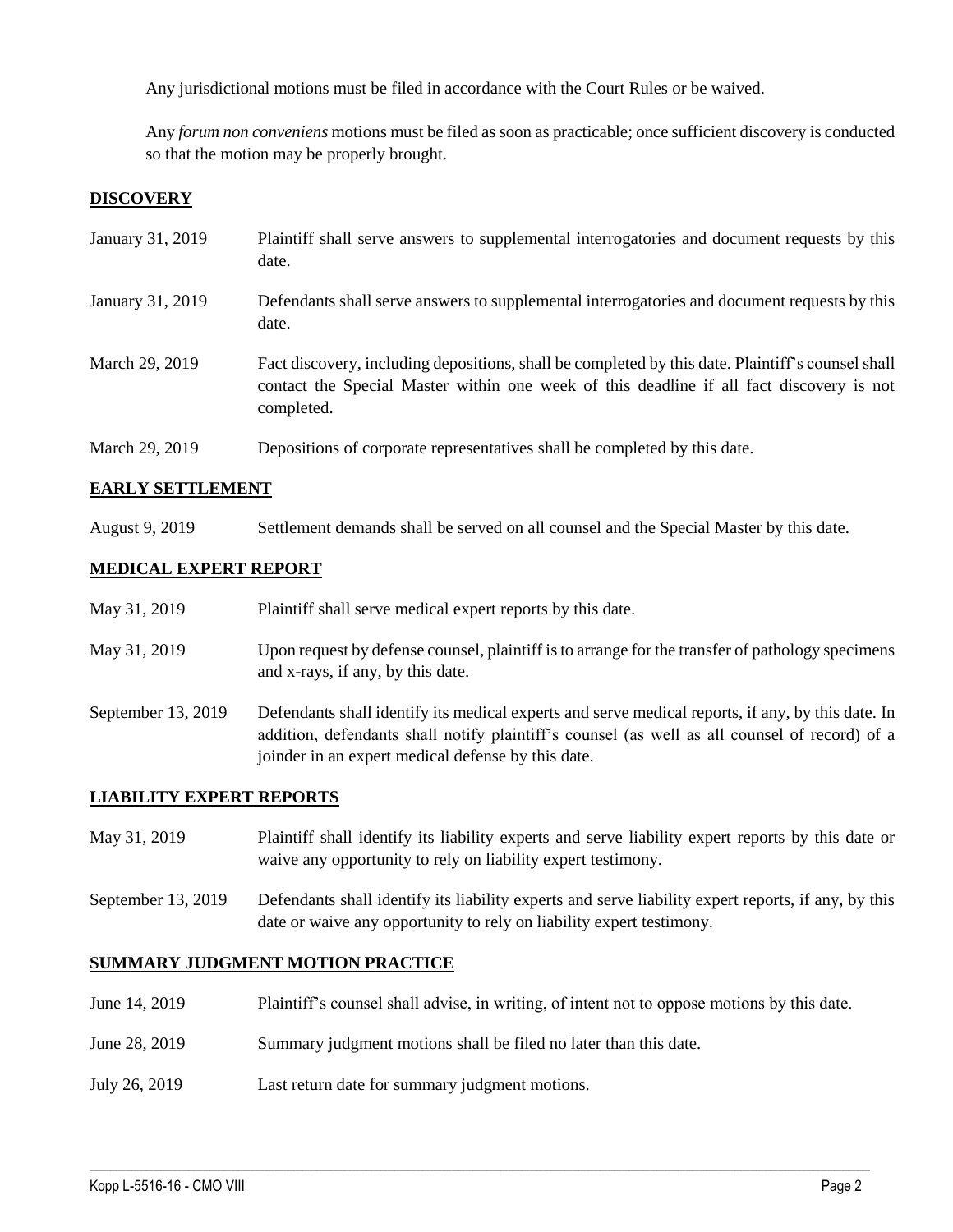Any jurisdictional motions must be filed in accordance with the Court Rules or be waived.

Any *forum non conveniens* motions must be filed as soon as practicable; once sufficient discovery is conducted so that the motion may be properly brought.

## DISCOVERY

| | |
|---|---|
| January 31, 2019 | Plaintiff shall serve answers to supplemental interrogatories and document requests by this date. |
| January 31, 2019 | Defendants shall serve answers to supplemental interrogatories and document requests by this date. |
| March 29, 2019 | Fact discovery, including depositions, shall be completed by this date. Plaintiff's counsel shall contact the Special Master within one week of this deadline if all fact discovery is not completed. |
| March 29, 2019 | Depositions of corporate representatives shall be completed by this date. |

## EARLY SETTLEMENT

| | |
|---|---|
| August 9, 2019 | Settlement demands shall be served on all counsel and the Special Master by this date. |

## MEDICAL EXPERT REPORT

| | |
|---|---|
| May 31, 2019 | Plaintiff shall serve medical expert reports by this date. |
| May 31, 2019 | Upon request by defense counsel, plaintiff is to arrange for the transfer of pathology specimens and x-rays, if any, by this date. |
| September 13, 2019 | Defendants shall identify its medical experts and serve medical reports, if any, by this date. In addition, defendants shall notify plaintiff's counsel (as well as all counsel of record) of a joinder in an expert medical defense by this date. |

## LIABILITY EXPERT REPORTS

| | |
|---|---|
| May 31, 2019 | Plaintiff shall identify its liability experts and serve liability expert reports by this date or waive any opportunity to rely on liability expert testimony. |
| September 13, 2019 | Defendants shall identify its liability experts and serve liability expert reports, if any, by this date or waive any opportunity to rely on liability expert testimony. |

## SUMMARY JUDGMENT MOTION PRACTICE

| | |
|---|---|
| June 14, 2019 | Plaintiff's counsel shall advise, in writing, of intent not to oppose motions by this date. |
| June 28, 2019 | Summary judgment motions shall be filed no later than this date. |
| July 26, 2019 | Last return date for summary judgment motions. |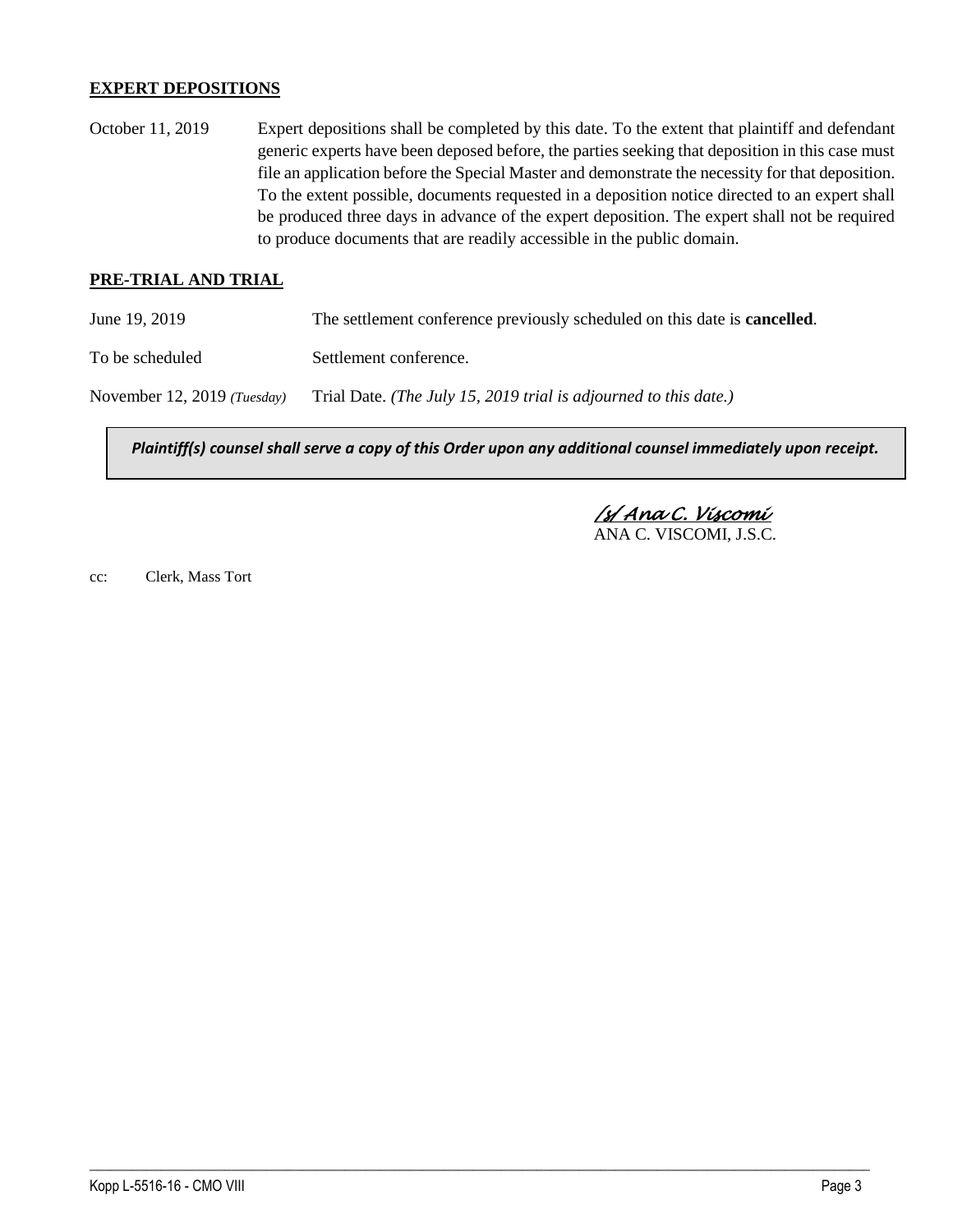**EXPERT DEPOSITIONS**

| | |
|---|---|
| October 11, 2019 | Expert depositions shall be completed by this date. To the extent that plaintiff and defendant generic experts have been deposed before, the parties seeking that deposition in this case must file an application before the Special Master and demonstrate the necessity for that deposition. To the extent possible, documents requested in a deposition notice directed to an expert shall be produced three days in advance of the expert deposition. The expert shall not be required to produce documents that are readily accessible in the public domain. |

**PRE-TRIAL AND TRIAL**

| | |
|---|---|
| June 19, 2019 | The settlement conference previously scheduled on this date is **cancelled**. |
| To be scheduled | Settlement conference. |
| November 12, 2019 *(Tuesday)* | Trial Date. *(The July 15, 2019 trial is adjourned to this date.)* |

***Plaintiff(s) counsel shall serve a copy of this Order upon any additional counsel immediately upon receipt.***

*/s/ Ana C. Viscomi*
ANA C. VISCOMI, J.S.C.

cc: Clerk, Mass Tort

Kopp L-5516-16 - CMO VIII